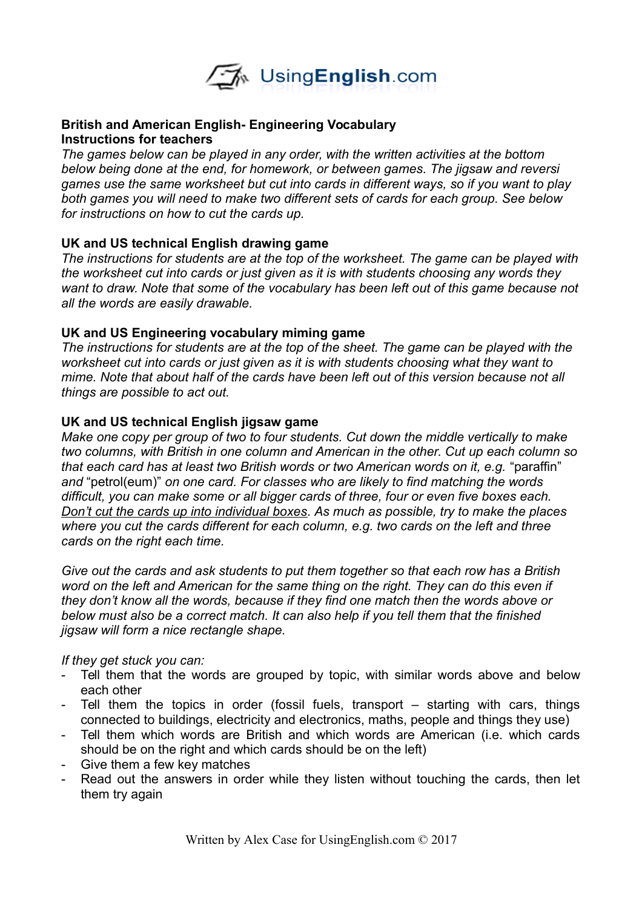**British and American English- Engineering Vocabulary**
**Instructions for teachers**

*The games below can be played in any order, with the written activities at the bottom below being done at the end, for homework, or between games. The jigsaw and reversi games use the same worksheet but cut into cards in different ways, so if you want to play both games you will need to make two different sets of cards for each group. See below for instructions on how to cut the cards up.*

**UK and US technical English drawing game**

*The instructions for students are at the top of the worksheet. The game can be played with the worksheet cut into cards or just given as it is with students choosing any words they want to draw. Note that some of the vocabulary has been left out of this game because not all the words are easily drawable.*

**UK and US Engineering vocabulary miming game**

*The instructions for students are at the top of the sheet. The game can be played with the worksheet cut into cards or just given as it is with students choosing what they want to mime. Note that about half of the cards have been left out of this version because not all things are possible to act out.*

**UK and US technical English jigsaw game**

*Make one copy per group of two to four students. Cut down the middle vertically to make two columns, with British in one column and American in the other. Cut up each column so that each card has at least two British words or two American words on it, e.g.* "paraffin" *and* "petrol(eum)" *on one card. For classes who are likely to find matching the words difficult, you can make some or all bigger cards of three, four or even five boxes each.* <u>*Don't cut the cards up into individual boxes*</u>*. As much as possible, try to make the places where you cut the cards different for each column, e.g. two cards on the left and three cards on the right each time.*

*Give out the cards and ask students to put them together so that each row has a British word on the left and American for the same thing on the right. They can do this even if they don't know all the words, because if they find one match then the words above or below must also be a correct match. It can also help if you tell them that the finished jigsaw will form a nice rectangle shape.*

*If they get stuck you can:*

- Tell them that the words are grouped by topic, with similar words above and below each other
- Tell them the topics in order (fossil fuels, transport – starting with cars, things connected to buildings, electricity and electronics, maths, people and things they use)
- Tell them which words are British and which words are American (i.e. which cards should be on the right and which cards should be on the left)
- Give them a few key matches
- Read out the answers in order while they listen without touching the cards, then let them try again

Written by Alex Case for UsingEnglish.com © 2017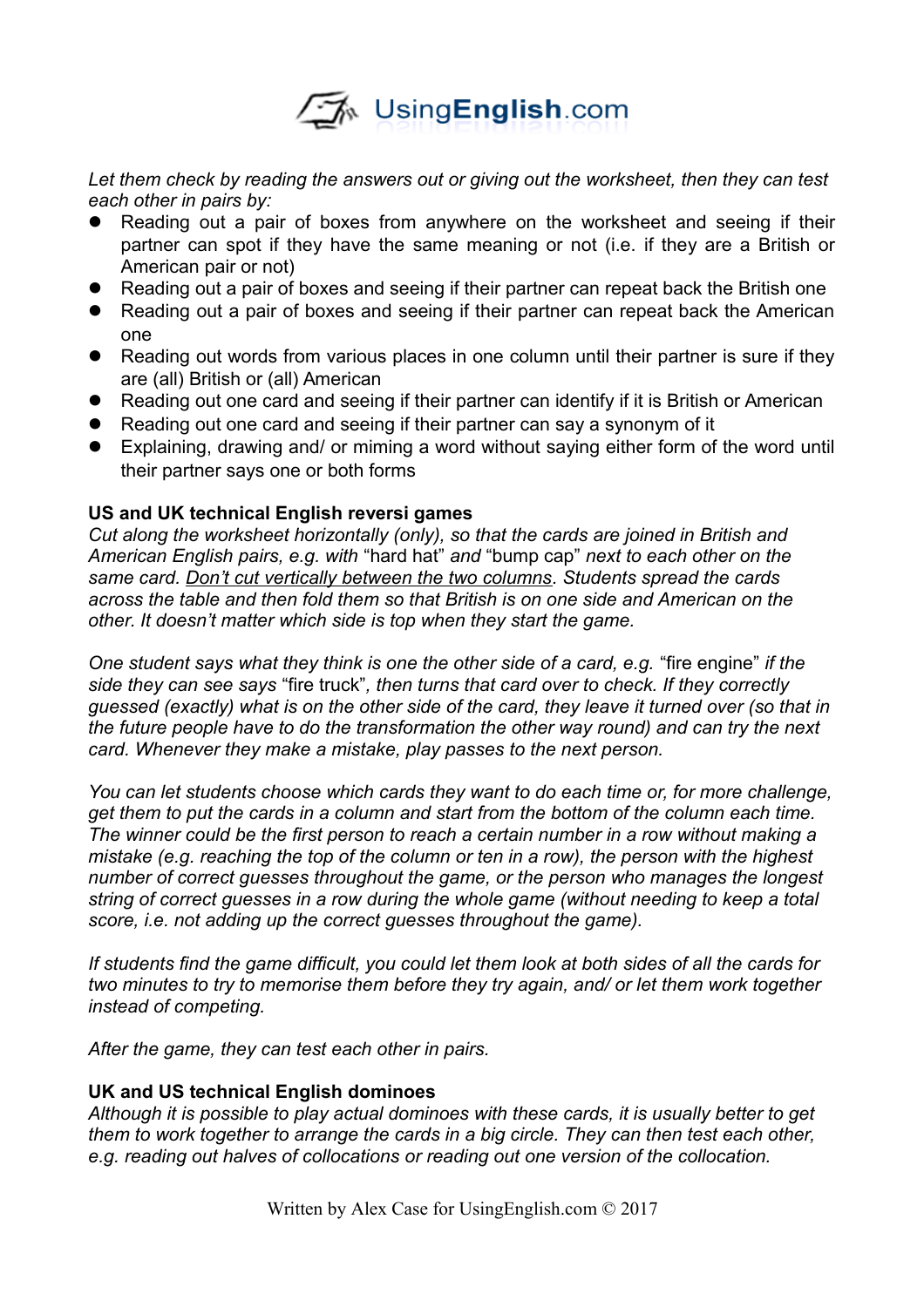*Let them check by reading the answers out or giving out the worksheet, then they can test each other in pairs by:*

- Reading out a pair of boxes from anywhere on the worksheet and seeing if their partner can spot if they have the same meaning or not (i.e. if they are a British or American pair or not)
- Reading out a pair of boxes and seeing if their partner can repeat back the British one
- Reading out a pair of boxes and seeing if their partner can repeat back the American one
- Reading out words from various places in one column until their partner is sure if they are (all) British or (all) American
- Reading out one card and seeing if their partner can identify if it is British or American
- Reading out one card and seeing if their partner can say a synonym of it
- Explaining, drawing and/ or miming a word without saying either form of the word until their partner says one or both forms

**US and UK technical English reversi games**

*Cut along the worksheet horizontally (only), so that the cards are joined in British and American English pairs, e.g. with* "hard hat" *and* "bump cap" *next to each other on the same card. Don't cut vertically between the two columns. Students spread the cards across the table and then fold them so that British is on one side and American on the other. It doesn't matter which side is top when they start the game.*

*One student says what they think is one the other side of a card, e.g.* "fire engine" *if the side they can see says* "fire truck"*, then turns that card over to check. If they correctly guessed (exactly) what is on the other side of the card, they leave it turned over (so that in the future people have to do the transformation the other way round) and can try the next card. Whenever they make a mistake, play passes to the next person.*

*You can let students choose which cards they want to do each time or, for more challenge, get them to put the cards in a column and start from the bottom of the column each time. The winner could be the first person to reach a certain number in a row without making a mistake (e.g. reaching the top of the column or ten in a row), the person with the highest number of correct guesses throughout the game, or the person who manages the longest string of correct guesses in a row during the whole game (without needing to keep a total score, i.e. not adding up the correct guesses throughout the game).*

*If students find the game difficult, you could let them look at both sides of all the cards for two minutes to try to memorise them before they try again, and/ or let them work together instead of competing.*

*After the game, they can test each other in pairs.*

**UK and US technical English dominoes**

*Although it is possible to play actual dominoes with these cards, it is usually better to get them to work together to arrange the cards in a big circle. They can then test each other, e.g. reading out halves of collocations or reading out one version of the collocation.*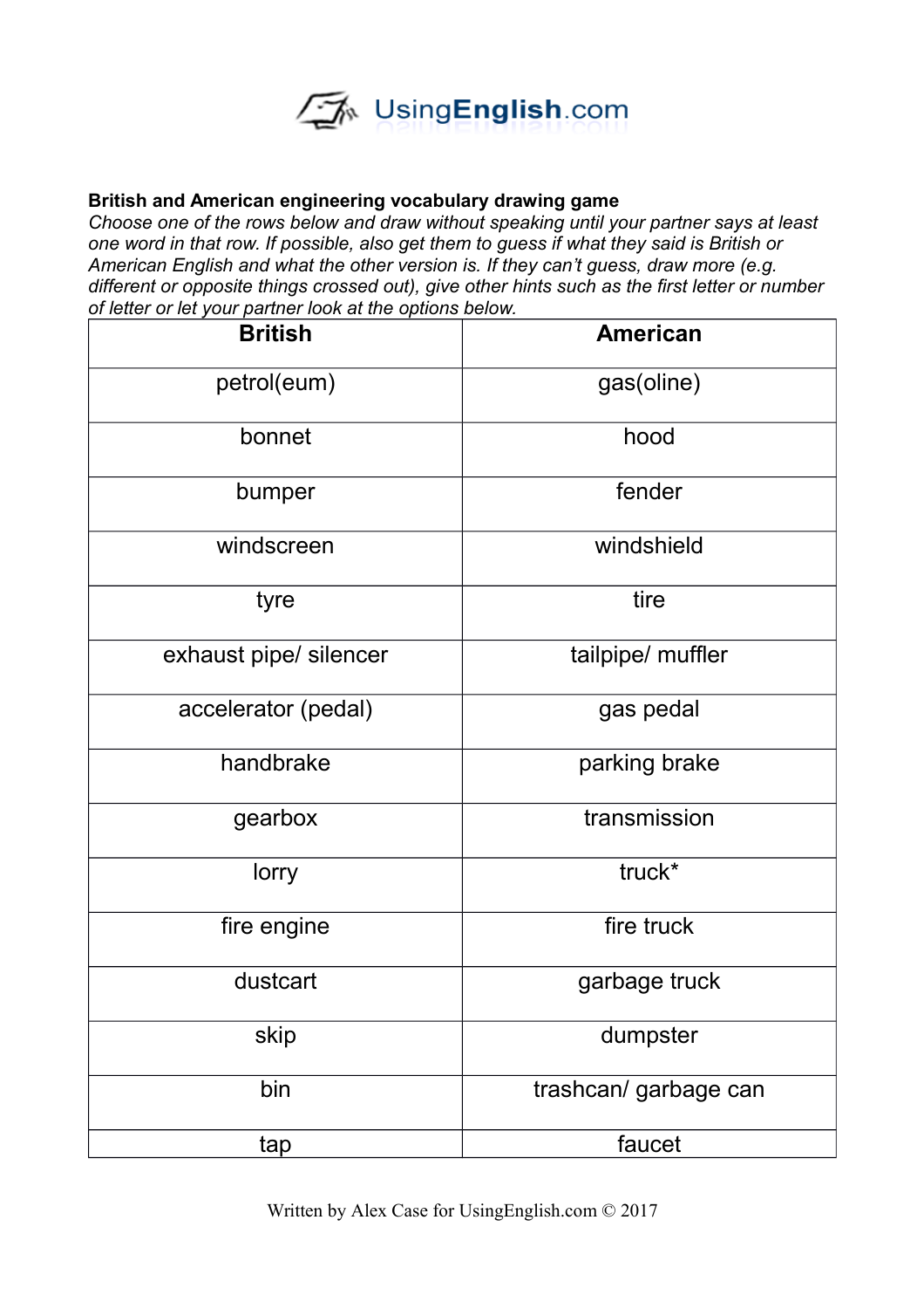**British and American engineering vocabulary drawing game**

*Choose one of the rows below and draw without speaking until your partner says at least one word in that row. If possible, also get them to guess if what they said is British or American English and what the other version is. If they can't guess, draw more (e.g. different or opposite things crossed out), give other hints such as the first letter or number of letter or let your partner look at the options below.*

| British | American |
|---|---|
| petrol(eum) | gas(oline) |
| bonnet | hood |
| bumper | fender |
| windscreen | windshield |
| tyre | tire |
| exhaust pipe/ silencer | tailpipe/ muffler |
| accelerator (pedal) | gas pedal |
| handbrake | parking brake |
| gearbox | transmission |
| lorry | truck* |
| fire engine | fire truck |
| dustcart | garbage truck |
| skip | dumpster |
| bin | trashcan/ garbage can |
| tap | faucet |

Written by Alex Case for UsingEnglish.com © 2017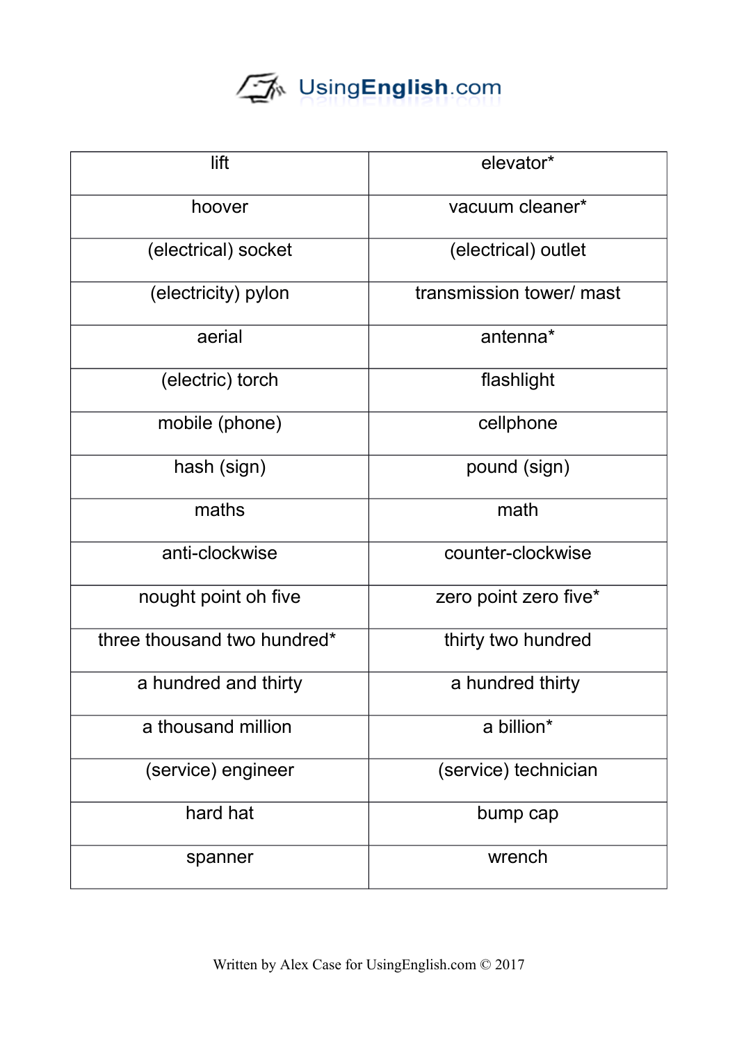| lift | elevator* |
| --- | --- |
| hoover | vacuum cleaner* |
| (electrical) socket | (electrical) outlet |
| (electricity) pylon | transmission tower/ mast |
| aerial | antenna* |
| (electric) torch | flashlight |
| mobile (phone) | cellphone |
| hash (sign) | pound (sign) |
| maths | math |
| anti-clockwise | counter-clockwise |
| nought point oh five | zero point zero five* |
| three thousand two hundred* | thirty two hundred |
| a hundred and thirty | a hundred thirty |
| a thousand million | a billion* |
| (service) engineer | (service) technician |
| hard hat | bump cap |
| spanner | wrench |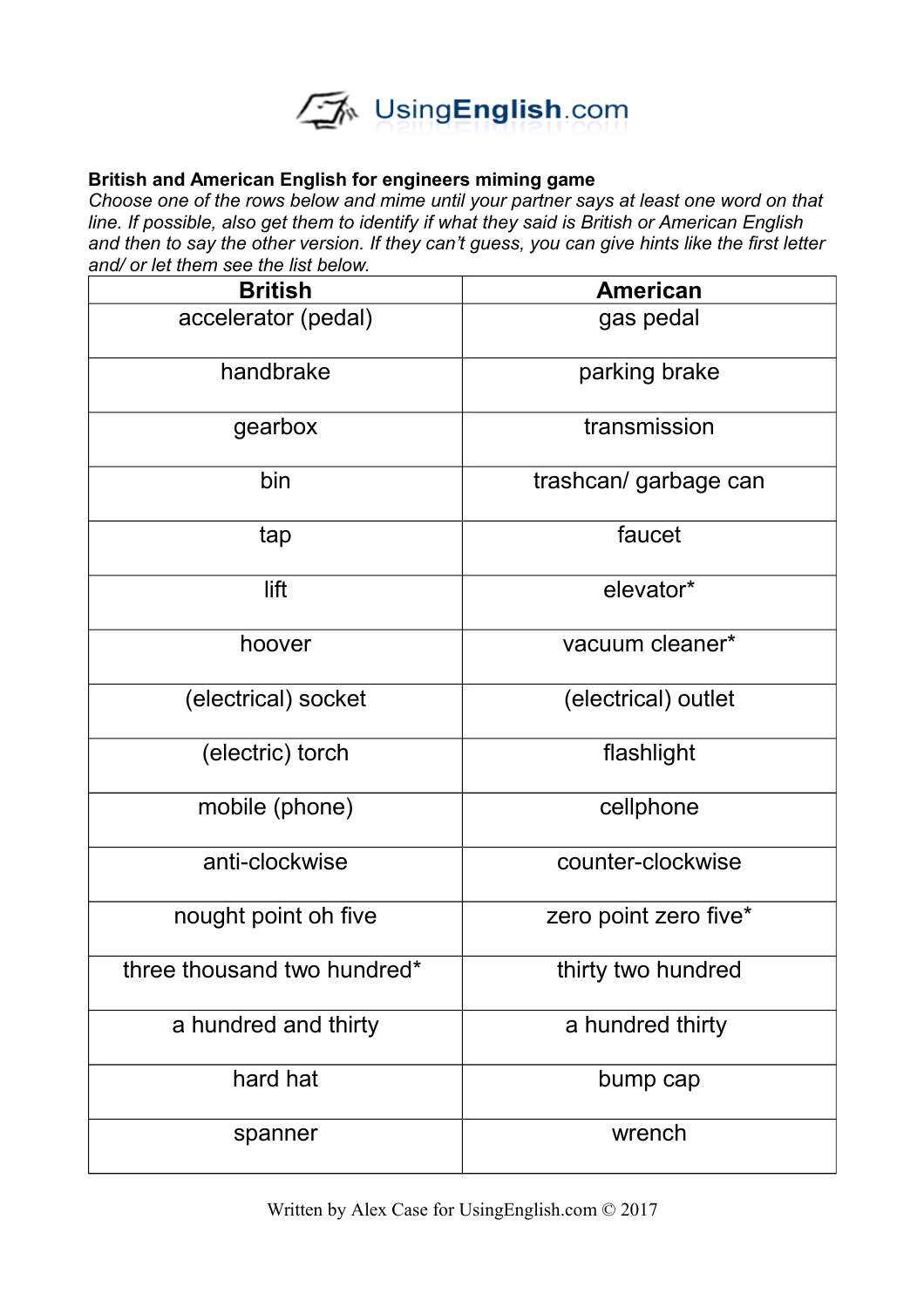**British and American English for engineers miming game**

*Choose one of the rows below and mime until your partner says at least one word on that line. If possible, also get them to identify if what they said is British or American English and then to say the other version. If they can't guess, you can give hints like the first letter and/ or let them see the list below.*

| British | American |
|---|---|
| accelerator (pedal) | gas pedal |
| handbrake | parking brake |
| gearbox | transmission |
| bin | trashcan/ garbage can |
| tap | faucet |
| lift | elevator* |
| hoover | vacuum cleaner* |
| (electrical) socket | (electrical) outlet |
| (electric) torch | flashlight |
| mobile (phone) | cellphone |
| anti-clockwise | counter-clockwise |
| nought point oh five | zero point zero five* |
| three thousand two hundred* | thirty two hundred |
| a hundred and thirty | a hundred thirty |
| hard hat | bump cap |
| spanner | wrench |

Written by Alex Case for UsingEnglish.com © 2017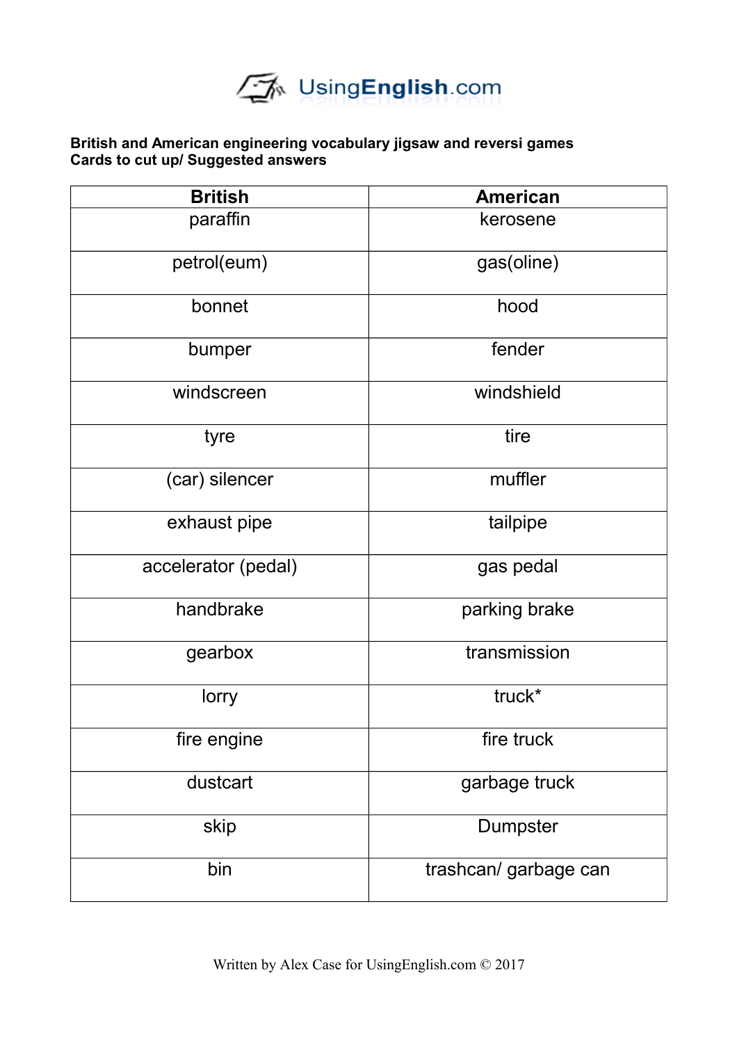**British and American engineering vocabulary jigsaw and reversi games**
**Cards to cut up/ Suggested answers**

| British | American |
|---|---|
| paraffin | kerosene |
| petrol(eum) | gas(oline) |
| bonnet | hood |
| bumper | fender |
| windscreen | windshield |
| tyre | tire |
| (car) silencer | muffler |
| exhaust pipe | tailpipe |
| accelerator (pedal) | gas pedal |
| handbrake | parking brake |
| gearbox | transmission |
| lorry | truck* |
| fire engine | fire truck |
| dustcart | garbage truck |
| skip | Dumpster |
| bin | trashcan/ garbage can |

Written by Alex Case for UsingEnglish.com © 2017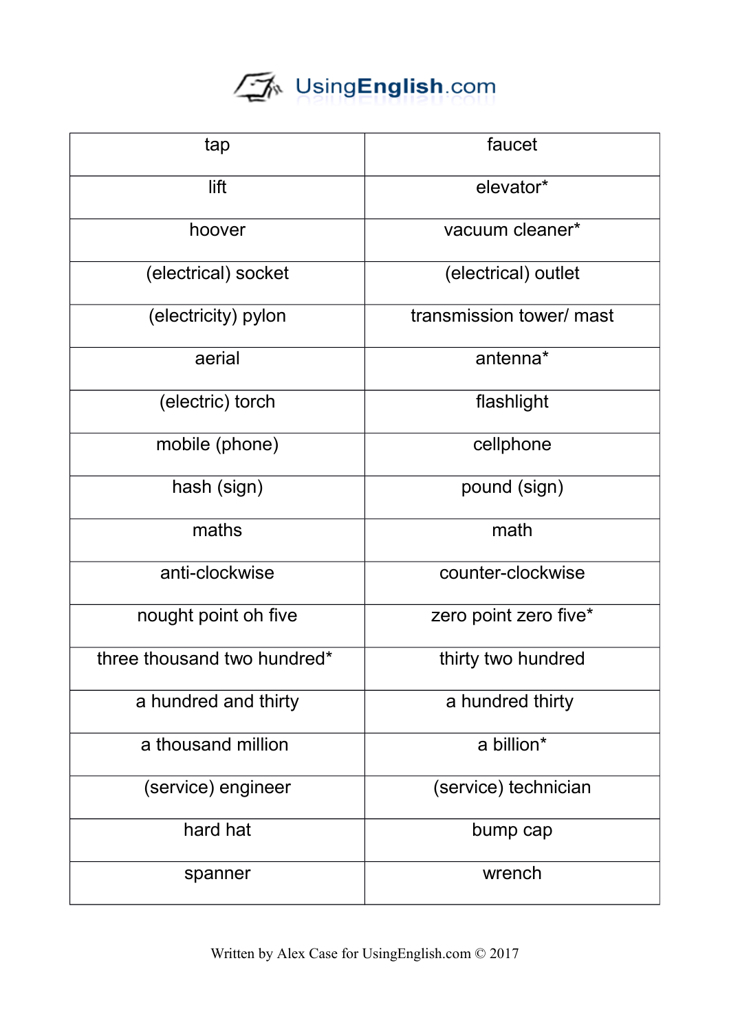| tap | faucet |
|---|---|
| lift | elevator* |
| hoover | vacuum cleaner* |
| (electrical) socket | (electrical) outlet |
| (electricity) pylon | transmission tower/ mast |
| aerial | antenna* |
| (electric) torch | flashlight |
| mobile (phone) | cellphone |
| hash (sign) | pound (sign) |
| maths | math |
| anti-clockwise | counter-clockwise |
| nought point oh five | zero point zero five* |
| three thousand two hundred* | thirty two hundred |
| a hundred and thirty | a hundred thirty |
| a thousand million | a billion* |
| (service) engineer | (service) technician |
| hard hat | bump cap |
| spanner | wrench |

Written by Alex Case for UsingEnglish.com © 2017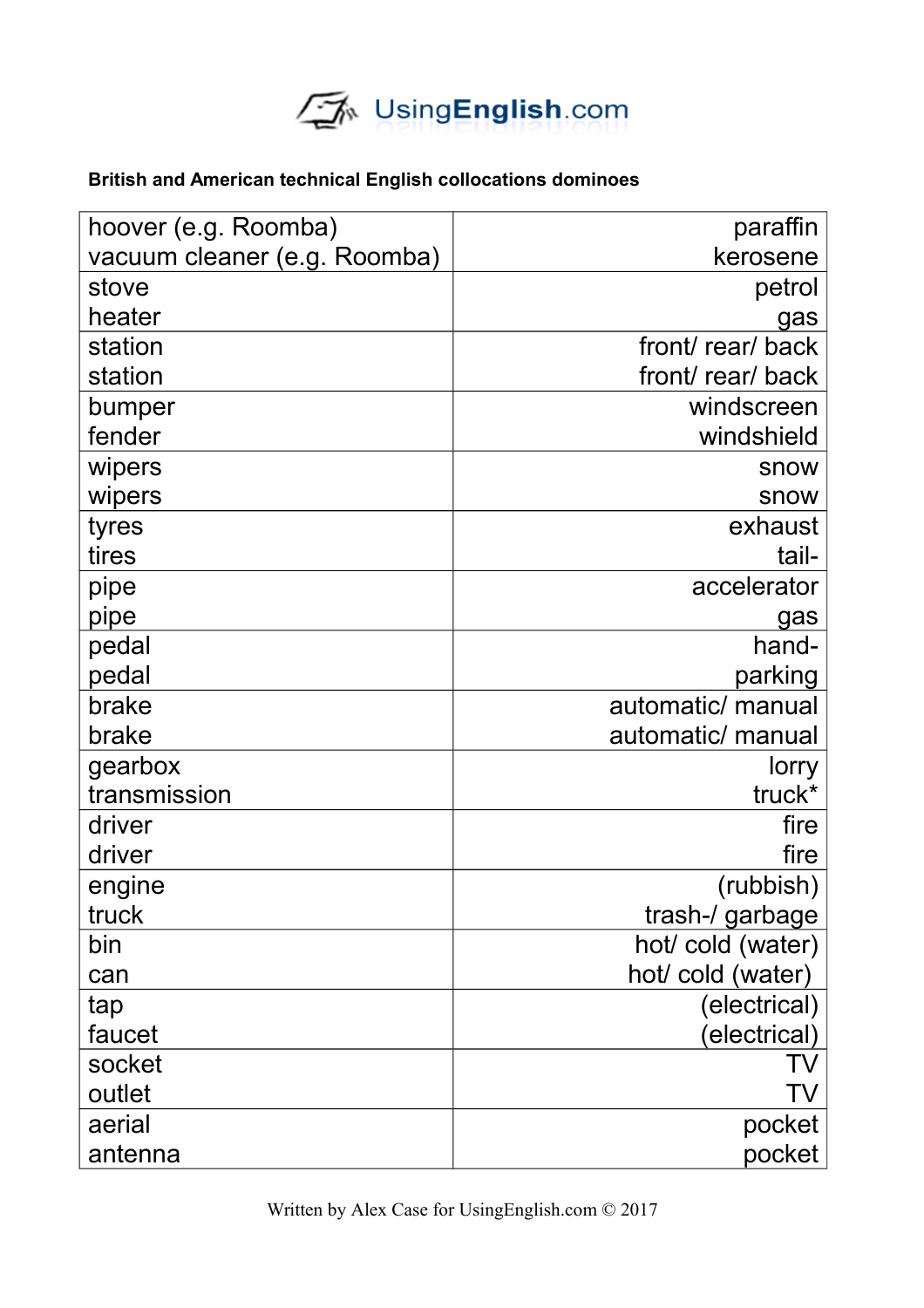British and American technical English collocations dominoes

| | |
|---|---|
| hoover (e.g. Roomba)<br>vacuum cleaner (e.g. Roomba) | paraffin<br>kerosene |
| stove<br>heater | petrol<br>gas |
| station<br>station | front/ rear/ back<br>front/ rear/ back |
| bumper<br>fender | windscreen<br>windshield |
| wipers<br>wipers | snow<br>snow |
| tyres<br>tires | exhaust<br>tail- |
| pipe<br>pipe | accelerator<br>gas |
| pedal<br>pedal | hand-<br>parking |
| brake<br>brake | automatic/ manual<br>automatic/ manual |
| gearbox<br>transmission | lorry<br>truck* |
| driver<br>driver | fire<br>fire |
| engine<br>truck | (rubbish)<br>trash-/ garbage |
| bin<br>can | hot/ cold (water)<br>hot/ cold (water) |
| tap<br>faucet | (electrical)<br>(electrical) |
| socket<br>outlet | TV<br>TV |
| aerial<br>antenna | pocket<br>pocket |

Written by Alex Case for UsingEnglish.com © 2017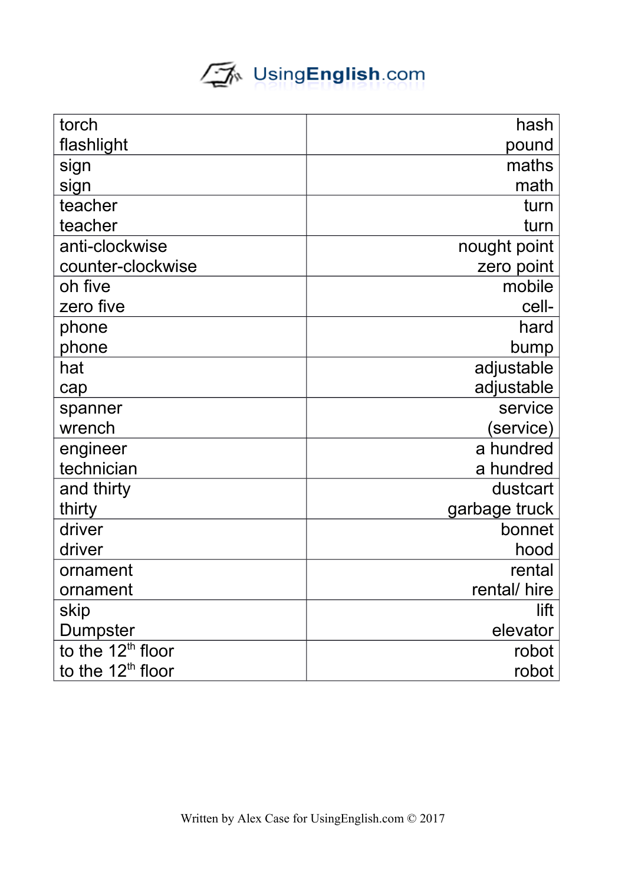| | |
|---|---|
| torch<br>flashlight | hash<br>pound |
| sign<br>sign | maths<br>math |
| teacher<br>teacher | turn<br>turn |
| anti-clockwise<br>counter-clockwise | nought point<br>zero point |
| oh five<br>zero five | mobile<br>cell- |
| phone<br>phone | hard<br>bump |
| hat<br>cap | adjustable<br>adjustable |
| spanner<br>wrench | service<br>(service) |
| engineer<br>technician | a hundred<br>a hundred |
| and thirty<br>thirty | dustcart<br>garbage truck |
| driver<br>driver | bonnet<br>hood |
| ornament<br>ornament | rental<br>rental/ hire |
| skip<br>Dumpster | lift<br>elevator |
| to the 12th floor<br>to the 12th floor | robot<br>robot |

Written by Alex Case for UsingEnglish.com © 2017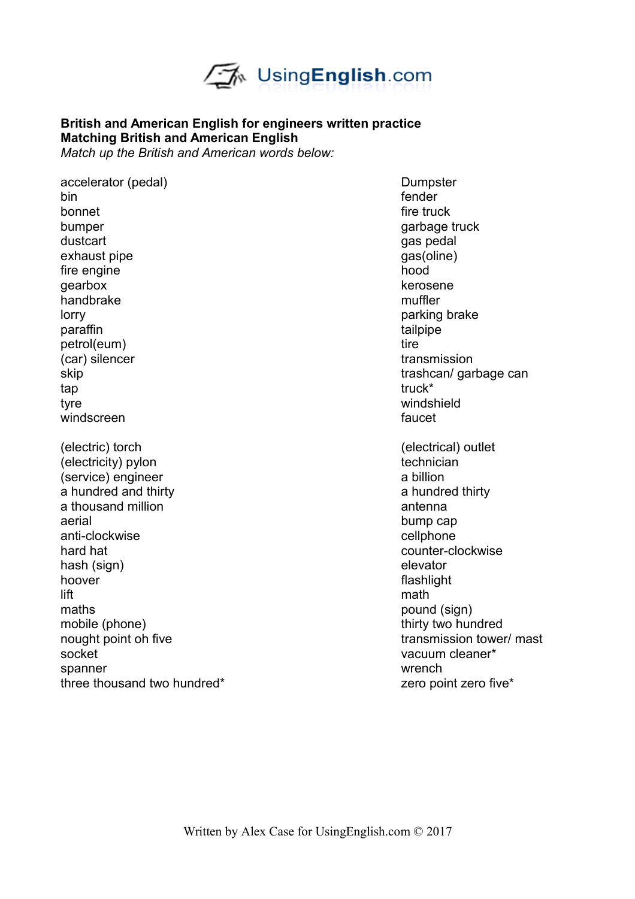**British and American English for engineers written practice**
**Matching British and American English**
*Match up the British and American words below:*

| | |
|---|---|
| accelerator (pedal) | Dumpster |
| bin | fender |
| bonnet | fire truck |
| bumper | garbage truck |
| dustcart | gas pedal |
| exhaust pipe | gas(oline) |
| fire engine | hood |
| gearbox | kerosene |
| handbrake | muffler |
| lorry | parking brake |
| paraffin | tailpipe |
| petrol(eum) | tire |
| (car) silencer | transmission |
| skip | trashcan/ garbage can |
| tap | truck* |
| tyre | windshield |
| windscreen | faucet |

| | |
|---|---|
| (electric) torch | (electrical) outlet |
| (electricity) pylon | technician |
| (service) engineer | a billion |
| a hundred and thirty | a hundred thirty |
| a thousand million | antenna |
| aerial | bump cap |
| anti-clockwise | cellphone |
| hard hat | counter-clockwise |
| hash (sign) | elevator |
| hoover | flashlight |
| lift | math |
| maths | pound (sign) |
| mobile (phone) | thirty two hundred |
| nought point oh five | transmission tower/ mast |
| socket | vacuum cleaner* |
| spanner | wrench |
| three thousand two hundred* | zero point zero five* |

Written by Alex Case for UsingEnglish.com © 2017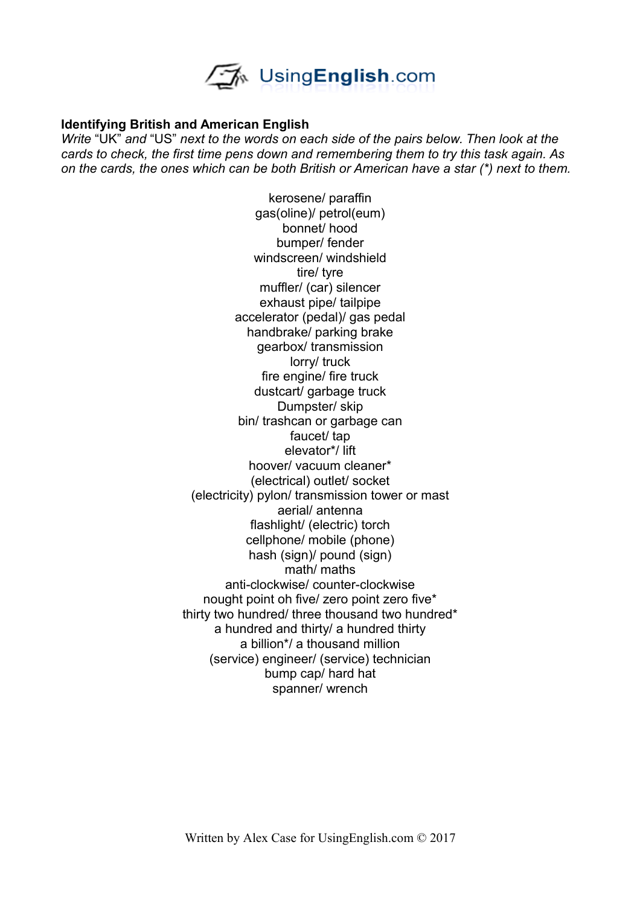**Identifying British and American English**

*Write* "UK" *and* "US" *next to the words on each side of the pairs below. Then look at the cards to check, the first time pens down and remembering them to try this task again. As on the cards, the ones which can be both British or American have a star (*) next to them.*

kerosene/ paraffin
gas(oline)/ petrol(eum)
bonnet/ hood
bumper/ fender
windscreen/ windshield
tire/ tyre
muffler/ (car) silencer
exhaust pipe/ tailpipe
accelerator (pedal)/ gas pedal
handbrake/ parking brake
gearbox/ transmission
lorry/ truck
fire engine/ fire truck
dustcart/ garbage truck
Dumpster/ skip
bin/ trashcan or garbage can
faucet/ tap
elevator*/ lift
hoover/ vacuum cleaner*
(electrical) outlet/ socket
(electricity) pylon/ transmission tower or mast
aerial/ antenna
flashlight/ (electric) torch
cellphone/ mobile (phone)
hash (sign)/ pound (sign)
math/ maths
anti-clockwise/ counter-clockwise
nought point oh five/ zero point zero five*
thirty two hundred/ three thousand two hundred*
a hundred and thirty/ a hundred thirty
a billion*/ a thousand million
(service) engineer/ (service) technician
bump cap/ hard hat
spanner/ wrench

Written by Alex Case for UsingEnglish.com © 2017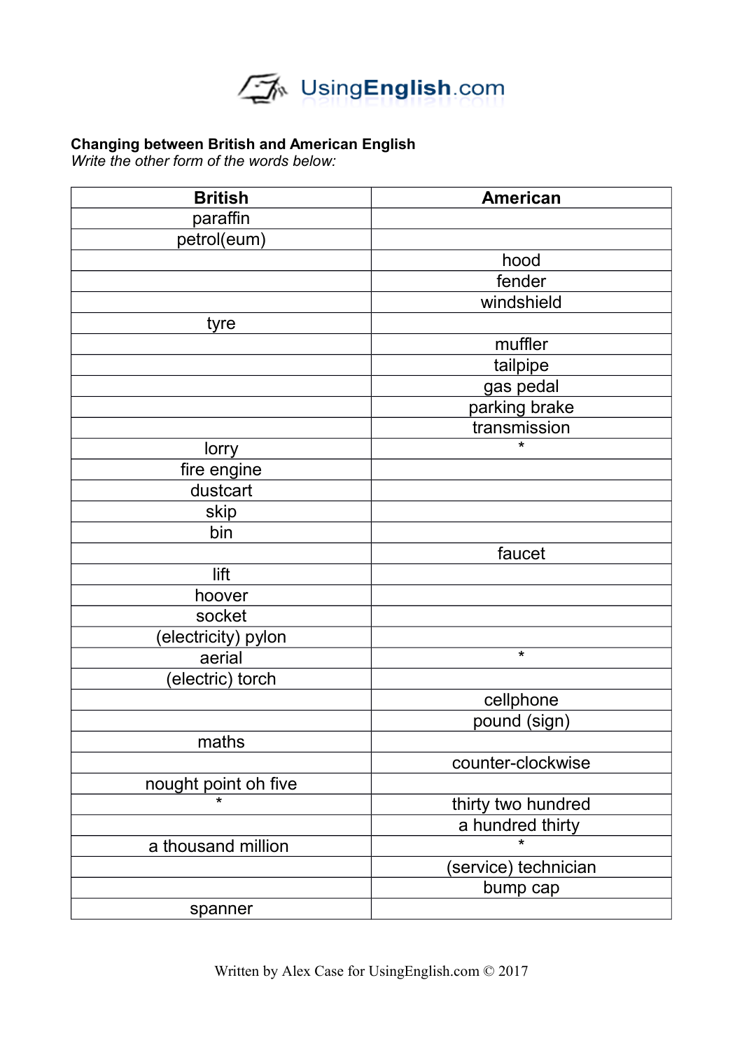**Changing between British and American English**
*Write the other form of the words below:*

| British | American |
| --- | --- |
| paraffin | |
| petrol(eum) | |
| | hood |
| | fender |
| | windshield |
| tyre | |
| | muffler |
| | tailpipe |
| | gas pedal |
| | parking brake |
| | transmission |
| lorry | * |
| fire engine | |
| dustcart | |
| skip | |
| bin | |
| | faucet |
| lift | |
| hoover | |
| socket | |
| (electricity) pylon | |
| aerial | * |
| (electric) torch | |
| | cellphone |
| | pound (sign) |
| maths | |
| | counter-clockwise |
| nought point oh five | |
| * | thirty two hundred |
| | a hundred thirty |
| a thousand million | * |
| | (service) technician |
| | bump cap |
| spanner | |

Written by Alex Case for UsingEnglish.com © 2017